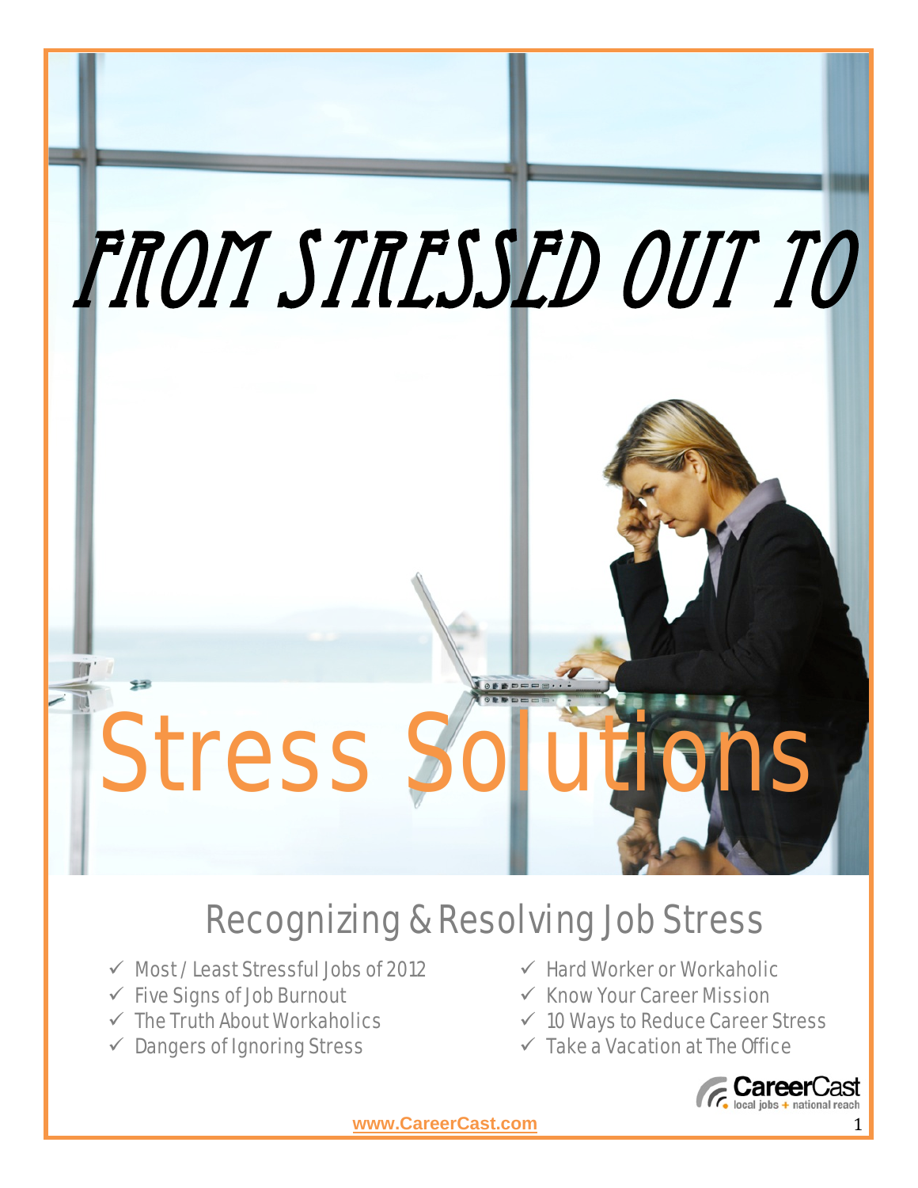# FROM STRESSED OUT TO

# Stress Solutions

## Recognizing & Resolving Job Stress

- ✓ Most / Least Stressful Jobs of 2012
- ✓ Five Signs of Job Burnout
- ✓ The Truth About Workaholics
- ✓ Dangers of Ignoring Stress
- ✓ Hard Worker or Workaholic
- ✓ Know Your Career Mission
- ✓ 10 Ways to Reduce Career Stress
- ✓ Take a Vacation at The Office

CareerCast local jobs + national reach

www.CareerCast.com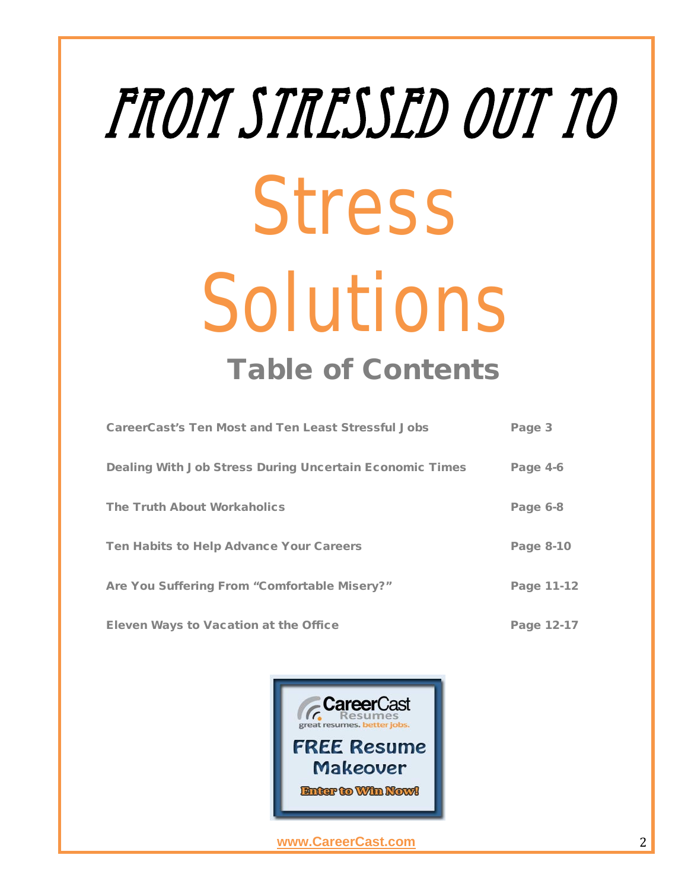# FROM STRESSED OUT TO

# Stress Solutions

## Table of Contents

| | |
|---|---|
| **CareerCast's Ten Most and Ten Least Stressful Jobs** | **Page 3** |
| **Dealing With Job Stress During Uncertain Economic Times** | **Page 4-6** |
| **The Truth About Workaholics** | **Page 6-8** |
| **Ten Habits to Help Advance Your Careers** | **Page 8-10** |
| **Are You Suffering From "Comfortable Misery?"** | **Page 11-12** |
| **Eleven Ways to Vacation at the Office** | **Page 12-17** |

CareerCast Resumes
great resumes. better jobs.

FREE Resume Makeover

Enter to Win Now!

**www.CareerCast.com**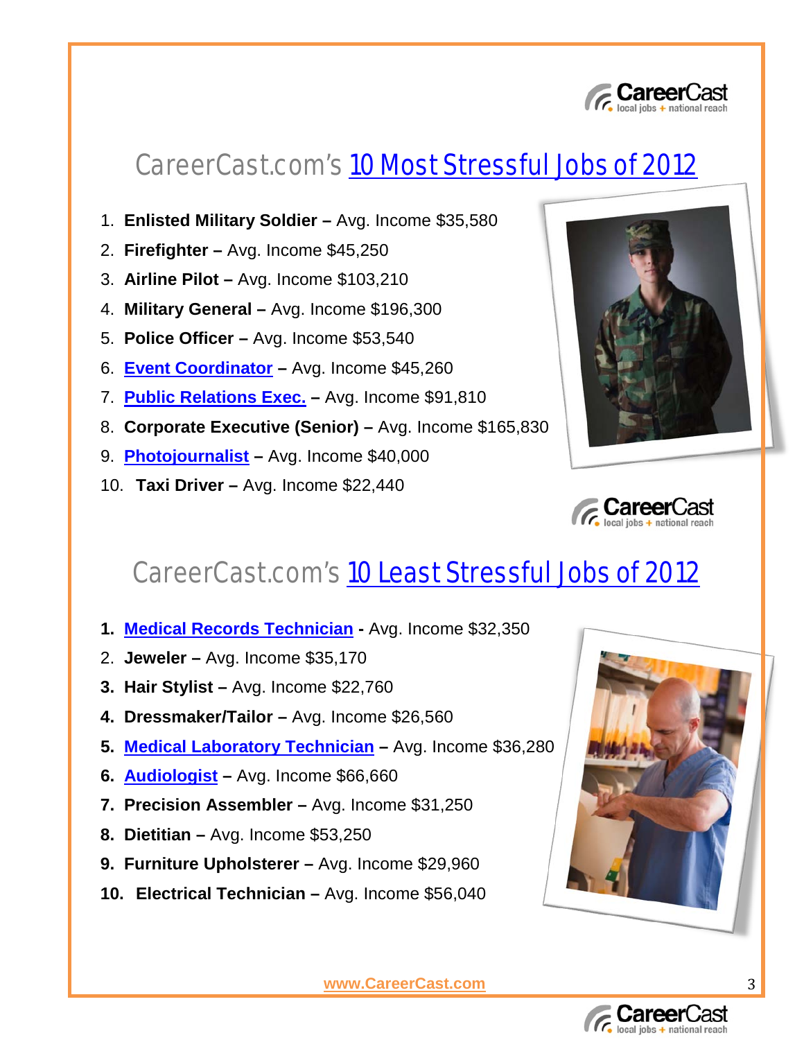# CareerCast.com's 10 Most Stressful Jobs of 2012

1. **Enlisted Military Soldier –** Avg. Income $35,580
2. **Firefighter –** Avg. Income $45,250
3. **Airline Pilot –** Avg. Income $103,210
4. **Military General –** Avg. Income $196,300
5. **Police Officer –** Avg. Income $53,540
6. **Event Coordinator –** Avg. Income $45,260
7. **Public Relations Exec. –** Avg. Income $91,810
8. **Corporate Executive (Senior) –** Avg. Income $165,830
9. **Photojournalist –** Avg. Income $40,000
10. **Taxi Driver –** Avg. Income $22,440

# CareerCast.com's 10 Least Stressful Jobs of 2012

1. **Medical Records Technician** - Avg. Income $32,350
2. **Jeweler –** Avg. Income $35,170
3. **Hair Stylist –** Avg. Income $22,760
4. **Dressmaker/Tailor –** Avg. Income $26,560
5. **Medical Laboratory Technician –** Avg. Income $36,280
6. **Audiologist –** Avg. Income $66,660
7. **Precision Assembler –** Avg. Income $31,250
8. **Dietitian –** Avg. Income $53,250
9. **Furniture Upholsterer –** Avg. Income $29,960
10. **Electrical Technician –** Avg. Income $56,040

www.CareerCast.com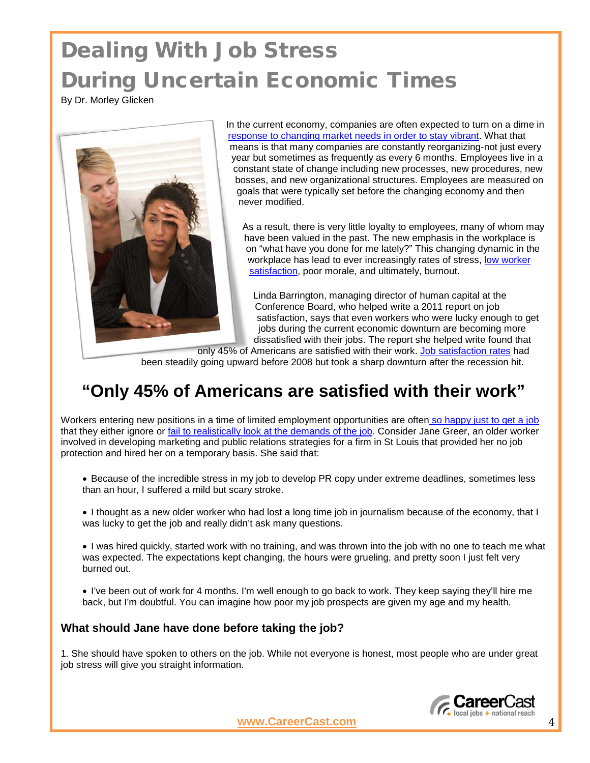# Dealing With Job Stress During Uncertain Economic Times

By Dr. Morley Glicken

In the current economy, companies are often expected to turn on a dime in response to changing market needs in order to stay vibrant. What that means is that many companies are constantly reorganizing-not just every year but sometimes as frequently as every 6 months. Employees live in a constant state of change including new processes, new procedures, new bosses, and new organizational structures. Employees are measured on goals that were typically set before the changing economy and then never modified.

As a result, there is very little loyalty to employees, many of whom may have been valued in the past. The new emphasis in the workplace is on "what have you done for me lately?" This changing dynamic in the workplace has lead to ever increasingly rates of stress, low worker satisfaction, poor morale, and ultimately, burnout.

Linda Barrington, managing director of human capital at the Conference Board, who helped write a 2011 report on job satisfaction, says that even workers who were lucky enough to get jobs during the current economic downturn are becoming more dissatisfied with their jobs. The report she helped write found that only 45% of Americans are satisfied with their work. Job satisfaction rates had been steadily going upward before 2008 but took a sharp downturn after the recession hit.

## "Only 45% of Americans are satisfied with their work"

Workers entering new positions in a time of limited employment opportunities are often so happy just to get a job that they either ignore or fail to realistically look at the demands of the job. Consider Jane Greer, an older worker involved in developing marketing and public relations strategies for a firm in St Louis that provided her no job protection and hired her on a temporary basis. She said that:

- Because of the incredible stress in my job to develop PR copy under extreme deadlines, sometimes less than an hour, I suffered a mild but scary stroke.
- I thought as a new older worker who had lost a long time job in journalism because of the economy, that I was lucky to get the job and really didn't ask many questions.
- I was hired quickly, started work with no training, and was thrown into the job with no one to teach me what was expected. The expectations kept changing, the hours were grueling, and pretty soon I just felt very burned out.
- I've been out of work for 4 months. I'm well enough to go back to work. They keep saying they'll hire me back, but I'm doubtful. You can imagine how poor my job prospects are given my age and my health.

### What should Jane have done before taking the job?

1. She should have spoken to others on the job. While not everyone is honest, most people who are under great job stress will give you straight information.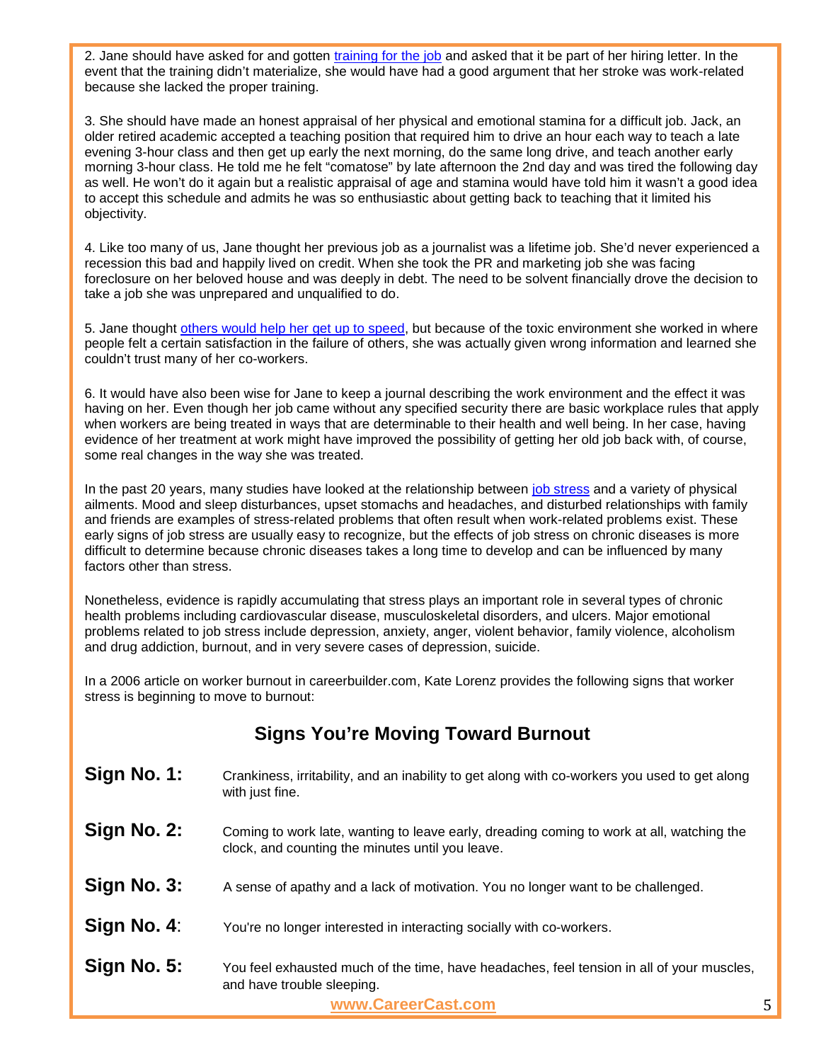2. Jane should have asked for and gotten training for the job and asked that it be part of her hiring letter. In the event that the training didn't materialize, she would have had a good argument that her stroke was work-related because she lacked the proper training.

3. She should have made an honest appraisal of her physical and emotional stamina for a difficult job. Jack, an older retired academic accepted a teaching position that required him to drive an hour each way to teach a late evening 3-hour class and then get up early the next morning, do the same long drive, and teach another early morning 3-hour class. He told me he felt "comatose" by late afternoon the 2nd day and was tired the following day as well. He won't do it again but a realistic appraisal of age and stamina would have told him it wasn't a good idea to accept this schedule and admits he was so enthusiastic about getting back to teaching that it limited his objectivity.

4. Like too many of us, Jane thought her previous job as a journalist was a lifetime job. She'd never experienced a recession this bad and happily lived on credit. When she took the PR and marketing job she was facing foreclosure on her beloved house and was deeply in debt. The need to be solvent financially drove the decision to take a job she was unprepared and unqualified to do.

5. Jane thought others would help her get up to speed, but because of the toxic environment she worked in where people felt a certain satisfaction in the failure of others, she was actually given wrong information and learned she couldn't trust many of her co-workers.

6. It would have also been wise for Jane to keep a journal describing the work environment and the effect it was having on her. Even though her job came without any specified security there are basic workplace rules that apply when workers are being treated in ways that are determinable to their health and well being. In her case, having evidence of her treatment at work might have improved the possibility of getting her old job back with, of course, some real changes in the way she was treated.

In the past 20 years, many studies have looked at the relationship between job stress and a variety of physical ailments. Mood and sleep disturbances, upset stomachs and headaches, and disturbed relationships with family and friends are examples of stress-related problems that often result when work-related problems exist. These early signs of job stress are usually easy to recognize, but the effects of job stress on chronic diseases is more difficult to determine because chronic diseases takes a long time to develop and can be influenced by many factors other than stress.

Nonetheless, evidence is rapidly accumulating that stress plays an important role in several types of chronic health problems including cardiovascular disease, musculoskeletal disorders, and ulcers. Major emotional problems related to job stress include depression, anxiety, anger, violent behavior, family violence, alcoholism and drug addiction, burnout, and in very severe cases of depression, suicide.

In a 2006 article on worker burnout in careerbuilder.com, Kate Lorenz provides the following signs that worker stress is beginning to move to burnout:

## Signs You're Moving Toward Burnout

**Sign No. 1:** Crankiness, irritability, and an inability to get along with co-workers you used to get along with just fine.

**Sign No. 2:** Coming to work late, wanting to leave early, dreading coming to work at all, watching the clock, and counting the minutes until you leave.

**Sign No. 3:** A sense of apathy and a lack of motivation. You no longer want to be challenged.

**Sign No. 4**: You're no longer interested in interacting socially with co-workers.

**Sign No. 5:** You feel exhausted much of the time, have headaches, feel tension in all of your muscles, and have trouble sleeping.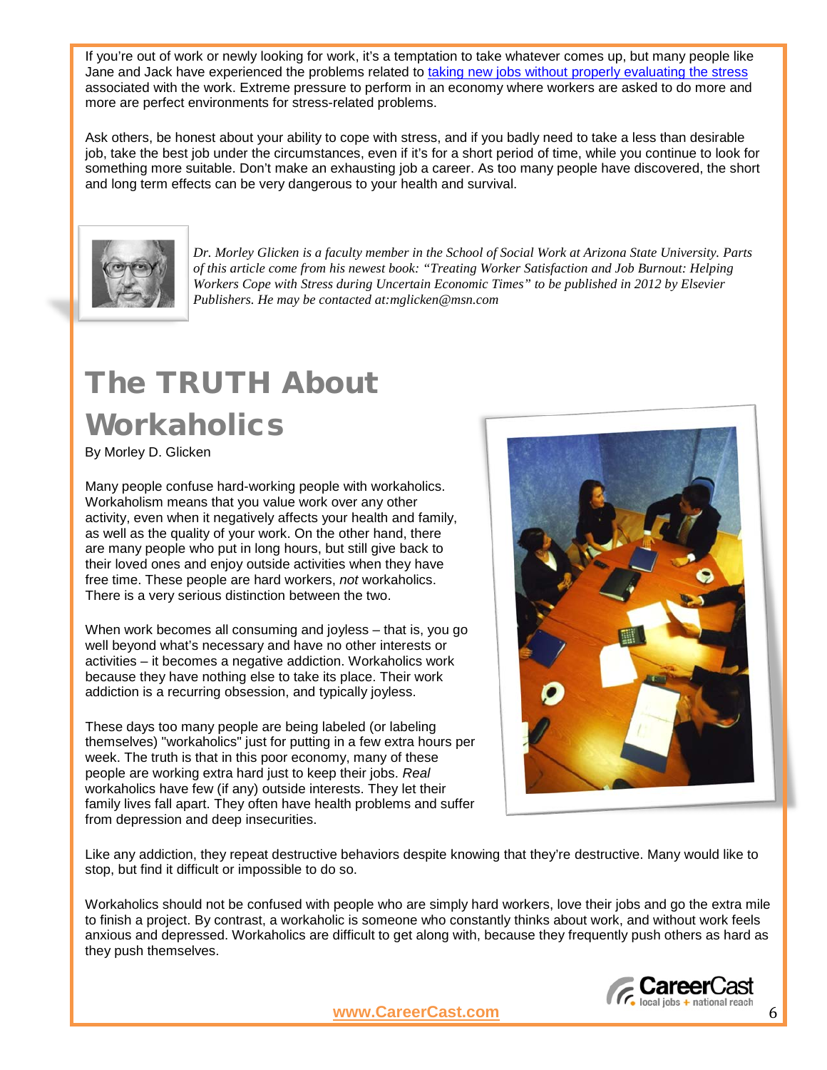If you're out of work or newly looking for work, it's a temptation to take whatever comes up, but many people like Jane and Jack have experienced the problems related to taking new jobs without properly evaluating the stress associated with the work. Extreme pressure to perform in an economy where workers are asked to do more and more are perfect environments for stress-related problems.

Ask others, be honest about your ability to cope with stress, and if you badly need to take a less than desirable job, take the best job under the circumstances, even if it's for a short period of time, while you continue to look for something more suitable. Don't make an exhausting job a career. As too many people have discovered, the short and long term effects can be very dangerous to your health and survival.

*Dr. Morley Glicken is a faculty member in the School of Social Work at Arizona State University. Parts of this article come from his newest book: "Treating Worker Satisfaction and Job Burnout: Helping Workers Cope with Stress during Uncertain Economic Times" to be published in 2012 by Elsevier Publishers. He may be contacted at:mglicken@msn.com*

# The TRUTH About Workaholics

By Morley D. Glicken

Many people confuse hard-working people with workaholics. Workaholism means that you value work over any other activity, even when it negatively affects your health and family, as well as the quality of your work. On the other hand, there are many people who put in long hours, but still give back to their loved ones and enjoy outside activities when they have free time. These people are hard workers, *not* workaholics. There is a very serious distinction between the two.

When work becomes all consuming and joyless – that is, you go well beyond what's necessary and have no other interests or activities – it becomes a negative addiction. Workaholics work because they have nothing else to take its place. Their work addiction is a recurring obsession, and typically joyless.

These days too many people are being labeled (or labeling themselves) "workaholics" just for putting in a few extra hours per week. The truth is that in this poor economy, many of these people are working extra hard just to keep their jobs. *Real* workaholics have few (if any) outside interests. They let their family lives fall apart. They often have health problems and suffer from depression and deep insecurities.

Like any addiction, they repeat destructive behaviors despite knowing that they're destructive. Many would like to stop, but find it difficult or impossible to do so.

Workaholics should not be confused with people who are simply hard workers, love their jobs and go the extra mile to finish a project. By contrast, a workaholic is someone who constantly thinks about work, and without work feels anxious and depressed. Workaholics are difficult to get along with, because they frequently push others as hard as they push themselves.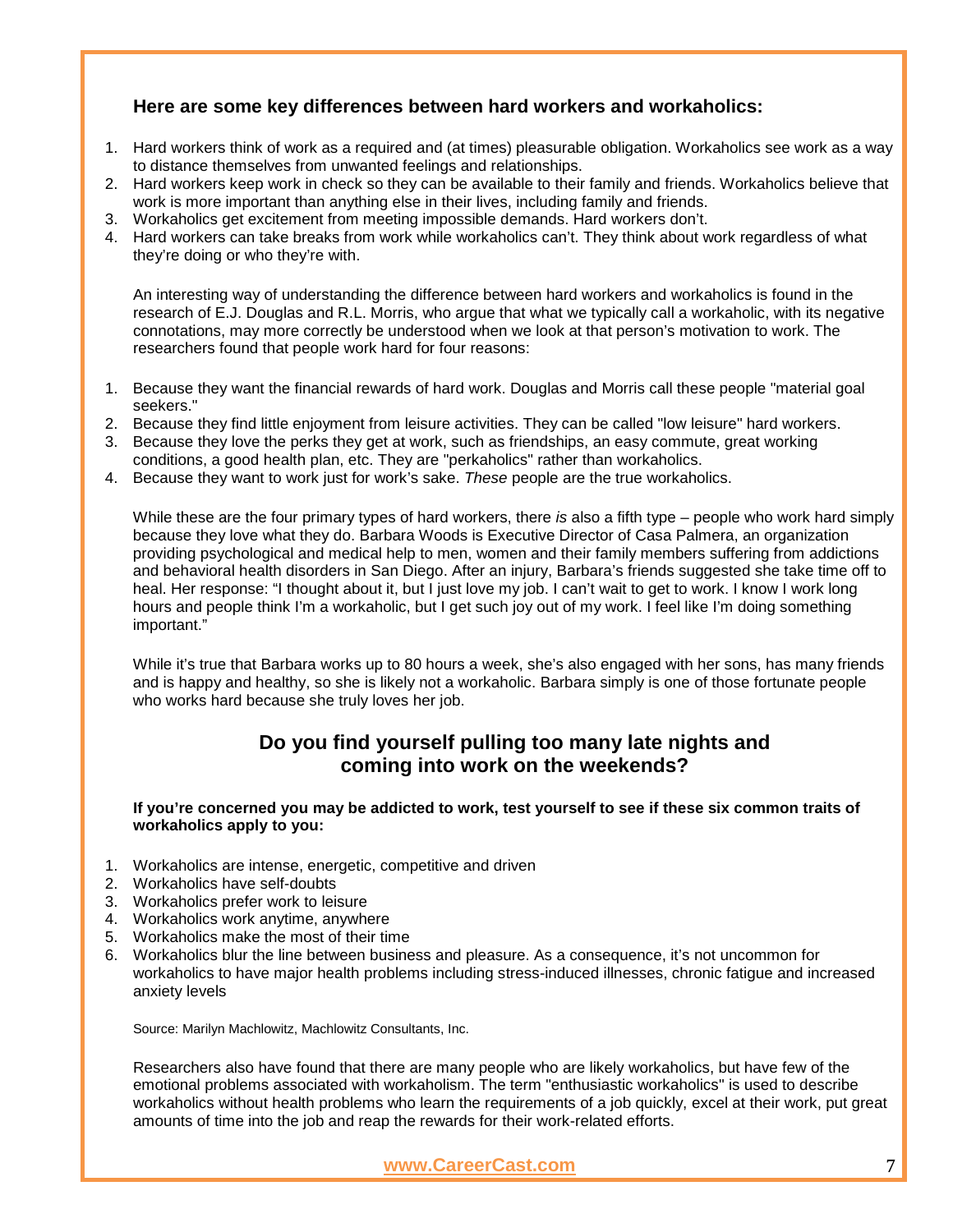### Here are some key differences between hard workers and workaholics:

1. Hard workers think of work as a required and (at times) pleasurable obligation. Workaholics see work as a way to distance themselves from unwanted feelings and relationships.
2. Hard workers keep work in check so they can be available to their family and friends. Workaholics believe that work is more important than anything else in their lives, including family and friends.
3. Workaholics get excitement from meeting impossible demands. Hard workers don't.
4. Hard workers can take breaks from work while workaholics can't. They think about work regardless of what they're doing or who they're with.

An interesting way of understanding the difference between hard workers and workaholics is found in the research of E.J. Douglas and R.L. Morris, who argue that what we typically call a workaholic, with its negative connotations, may more correctly be understood when we look at that person's motivation to work. The researchers found that people work hard for four reasons:

1. Because they want the financial rewards of hard work. Douglas and Morris call these people "material goal seekers."
2. Because they find little enjoyment from leisure activities. They can be called "low leisure" hard workers.
3. Because they love the perks they get at work, such as friendships, an easy commute, great working conditions, a good health plan, etc. They are "perkaholics" rather than workaholics.
4. Because they want to work just for work's sake. *These* people are the true workaholics.

While these are the four primary types of hard workers, there *is* also a fifth type – people who work hard simply because they love what they do. Barbara Woods is Executive Director of Casa Palmera, an organization providing psychological and medical help to men, women and their family members suffering from addictions and behavioral health disorders in San Diego. After an injury, Barbara's friends suggested she take time off to heal. Her response: "I thought about it, but I just love my job. I can't wait to get to work. I know I work long hours and people think I'm a workaholic, but I get such joy out of my work. I feel like I'm doing something important."

While it's true that Barbara works up to 80 hours a week, she's also engaged with her sons, has many friends and is happy and healthy, so she is likely not a workaholic. Barbara simply is one of those fortunate people who works hard because she truly loves her job.

## Do you find yourself pulling too many late nights and coming into work on the weekends?

**If you're concerned you may be addicted to work, test yourself to see if these six common traits of workaholics apply to you:**

1. Workaholics are intense, energetic, competitive and driven
2. Workaholics have self-doubts
3. Workaholics prefer work to leisure
4. Workaholics work anytime, anywhere
5. Workaholics make the most of their time
6. Workaholics blur the line between business and pleasure. As a consequence, it's not uncommon for workaholics to have major health problems including stress-induced illnesses, chronic fatigue and increased anxiety levels

Source: Marilyn Machlowitz, Machlowitz Consultants, Inc.

Researchers also have found that there are many people who are likely workaholics, but have few of the emotional problems associated with workaholism. The term "enthusiastic workaholics" is used to describe workaholics without health problems who learn the requirements of a job quickly, excel at their work, put great amounts of time into the job and reap the rewards for their work-related efforts.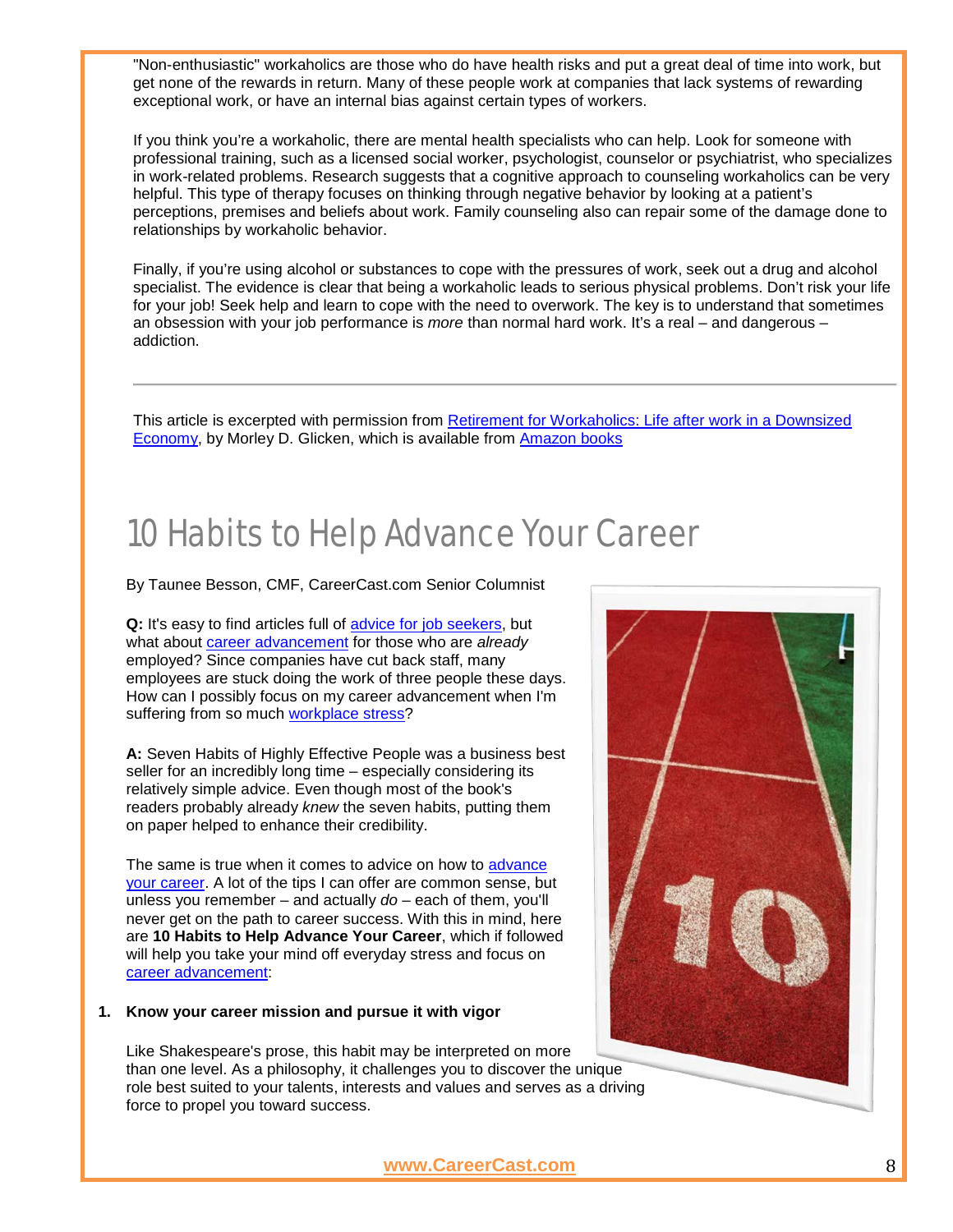"Non-enthusiastic" workaholics are those who do have health risks and put a great deal of time into work, but get none of the rewards in return. Many of these people work at companies that lack systems of rewarding exceptional work, or have an internal bias against certain types of workers.

If you think you're a workaholic, there are mental health specialists who can help. Look for someone with professional training, such as a licensed social worker, psychologist, counselor or psychiatrist, who specializes in work-related problems. Research suggests that a cognitive approach to counseling workaholics can be very helpful. This type of therapy focuses on thinking through negative behavior by looking at a patient's perceptions, premises and beliefs about work. Family counseling also can repair some of the damage done to relationships by workaholic behavior.

Finally, if you're using alcohol or substances to cope with the pressures of work, seek out a drug and alcohol specialist. The evidence is clear that being a workaholic leads to serious physical problems. Don't risk your life for your job! Seek help and learn to cope with the need to overwork. The key is to understand that sometimes an obsession with your job performance is *more* than normal hard work. It's a real – and dangerous – addiction.

---

This article is excerpted with permission from Retirement for Workaholics: Life after work in a Downsized Economy, by Morley D. Glicken, which is available from Amazon books

# 10 Habits to Help Advance Your Career

By Taunee Besson, CMF, CareerCast.com Senior Columnist

**Q:** It's easy to find articles full of advice for job seekers, but what about career advancement for those who are *already* employed? Since companies have cut back staff, many employees are stuck doing the work of three people these days. How can I possibly focus on my career advancement when I'm suffering from so much workplace stress?

**A:** Seven Habits of Highly Effective People was a business best seller for an incredibly long time – especially considering its relatively simple advice. Even though most of the book's readers probably already *knew* the seven habits, putting them on paper helped to enhance their credibility.

The same is true when it comes to advice on how to advance your career. A lot of the tips I can offer are common sense, but unless you remember – and actually *do* – each of them, you'll never get on the path to career success. With this in mind, here are **10 Habits to Help Advance Your Career**, which if followed will help you take your mind off everyday stress and focus on career advancement:

1. **Know your career mission and pursue it with vigor**

   Like Shakespeare's prose, this habit may be interpreted on more than one level. As a philosophy, it challenges you to discover the unique role best suited to your talents, interests and values and serves as a driving force to propel you toward success.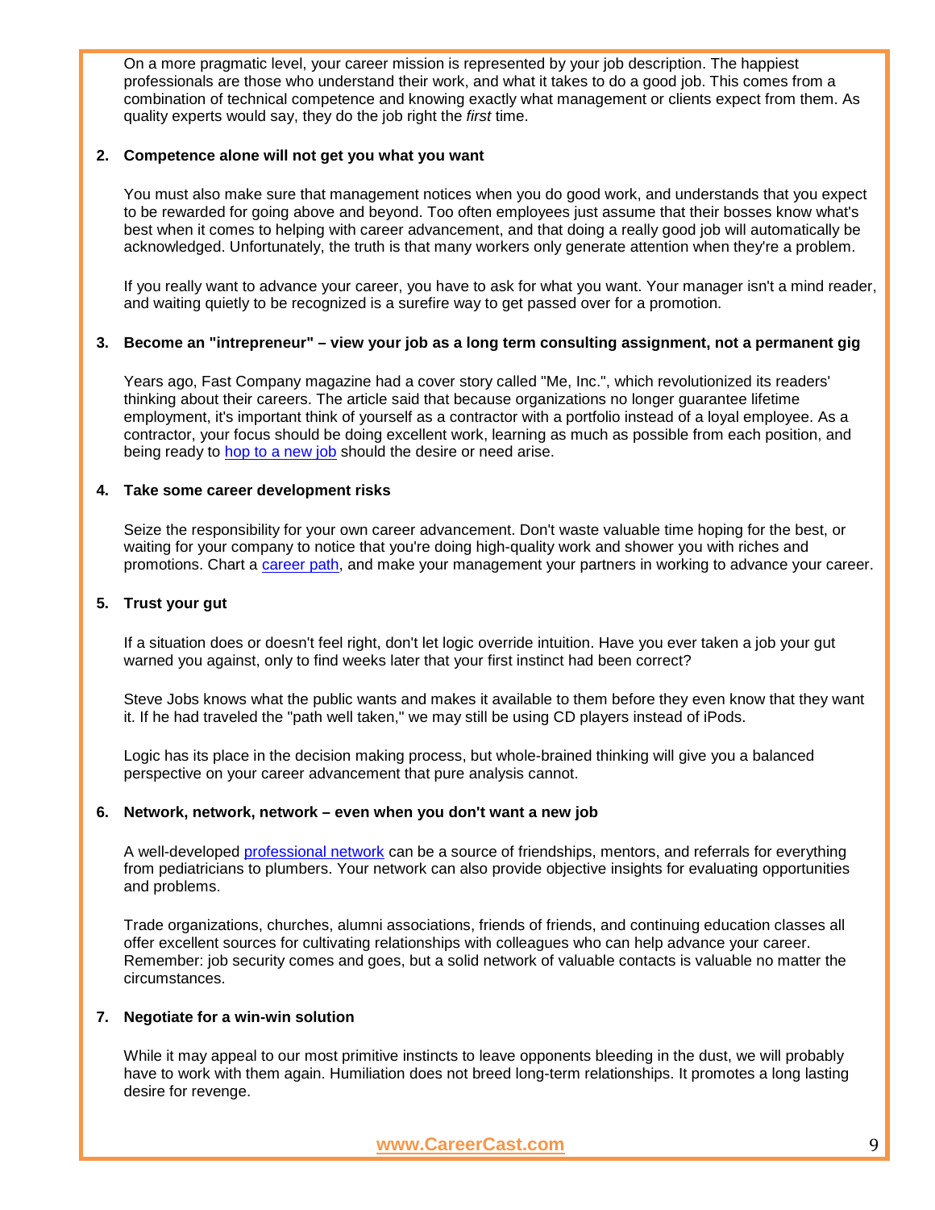On a more pragmatic level, your career mission is represented by your job description. The happiest professionals are those who understand their work, and what it takes to do a good job. This comes from a combination of technical competence and knowing exactly what management or clients expect from them. As quality experts would say, they do the job right the *first* time.

**2. Competence alone will not get you what you want**

You must also make sure that management notices when you do good work, and understands that you expect to be rewarded for going above and beyond. Too often employees just assume that their bosses know what's best when it comes to helping with career advancement, and that doing a really good job will automatically be acknowledged. Unfortunately, the truth is that many workers only generate attention when they're a problem.

If you really want to advance your career, you have to ask for what you want. Your manager isn't a mind reader, and waiting quietly to be recognized is a surefire way to get passed over for a promotion.

**3. Become an "intrepreneur" – view your job as a long term consulting assignment, not a permanent gig**

Years ago, Fast Company magazine had a cover story called "Me, Inc.", which revolutionized its readers' thinking about their careers. The article said that because organizations no longer guarantee lifetime employment, it's important think of yourself as a contractor with a portfolio instead of a loyal employee. As a contractor, your focus should be doing excellent work, learning as much as possible from each position, and being ready to hop to a new job should the desire or need arise.

**4. Take some career development risks**

Seize the responsibility for your own career advancement. Don't waste valuable time hoping for the best, or waiting for your company to notice that you're doing high-quality work and shower you with riches and promotions. Chart a career path, and make your management your partners in working to advance your career.

**5. Trust your gut**

If a situation does or doesn't feel right, don't let logic override intuition. Have you ever taken a job your gut warned you against, only to find weeks later that your first instinct had been correct?

Steve Jobs knows what the public wants and makes it available to them before they even know that they want it. If he had traveled the "path well taken," we may still be using CD players instead of iPods.

Logic has its place in the decision making process, but whole-brained thinking will give you a balanced perspective on your career advancement that pure analysis cannot.

**6. Network, network, network – even when you don't want a new job**

A well-developed professional network can be a source of friendships, mentors, and referrals for everything from pediatricians to plumbers. Your network can also provide objective insights for evaluating opportunities and problems.

Trade organizations, churches, alumni associations, friends of friends, and continuing education classes all offer excellent sources for cultivating relationships with colleagues who can help advance your career. Remember: job security comes and goes, but a solid network of valuable contacts is valuable no matter the circumstances.

**7. Negotiate for a win-win solution**

While it may appeal to our most primitive instincts to leave opponents bleeding in the dust, we will probably have to work with them again. Humiliation does not breed long-term relationships. It promotes a long lasting desire for revenge.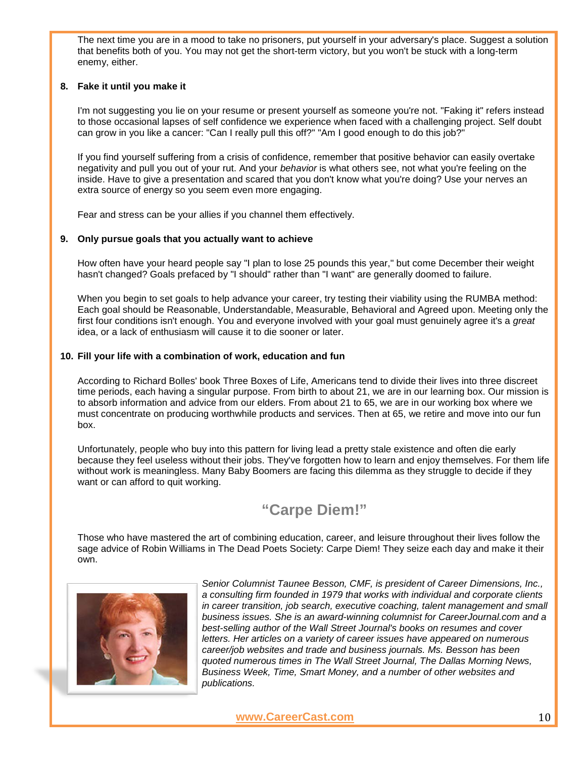The next time you are in a mood to take no prisoners, put yourself in your adversary's place. Suggest a solution that benefits both of you. You may not get the short-term victory, but you won't be stuck with a long-term enemy, either.

**8. Fake it until you make it**

I'm not suggesting you lie on your resume or present yourself as someone you're not. "Faking it" refers instead to those occasional lapses of self confidence we experience when faced with a challenging project. Self doubt can grow in you like a cancer: "Can I really pull this off?" "Am I good enough to do this job?"

If you find yourself suffering from a crisis of confidence, remember that positive behavior can easily overtake negativity and pull you out of your rut. And your *behavior* is what others see, not what you're feeling on the inside. Have to give a presentation and scared that you don't know what you're doing? Use your nerves an extra source of energy so you seem even more engaging.

Fear and stress can be your allies if you channel them effectively.

**9. Only pursue goals that you actually want to achieve**

How often have your heard people say "I plan to lose 25 pounds this year," but come December their weight hasn't changed? Goals prefaced by "I should" rather than "I want" are generally doomed to failure.

When you begin to set goals to help advance your career, try testing their viability using the RUMBA method: Each goal should be Reasonable, Understandable, Measurable, Behavioral and Agreed upon. Meeting only the first four conditions isn't enough. You and everyone involved with your goal must genuinely agree it's a *great* idea, or a lack of enthusiasm will cause it to die sooner or later.

**10. Fill your life with a combination of work, education and fun**

According to Richard Bolles' book Three Boxes of Life, Americans tend to divide their lives into three discreet time periods, each having a singular purpose. From birth to about 21, we are in our learning box. Our mission is to absorb information and advice from our elders. From about 21 to 65, we are in our working box where we must concentrate on producing worthwhile products and services. Then at 65, we retire and move into our fun box.

Unfortunately, people who buy into this pattern for living lead a pretty stale existence and often die early because they feel useless without their jobs. They've forgotten how to learn and enjoy themselves. For them life without work is meaningless. Many Baby Boomers are facing this dilemma as they struggle to decide if they want or can afford to quit working.

## "Carpe Diem!"

Those who have mastered the art of combining education, career, and leisure throughout their lives follow the sage advice of Robin Williams in The Dead Poets Society: Carpe Diem! They seize each day and make it their own.

*Senior Columnist Taunee Besson, CMF, is president of Career Dimensions, Inc., a consulting firm founded in 1979 that works with individual and corporate clients in career transition, job search, executive coaching, talent management and small business issues. She is an award-winning columnist for CareerJournal.com and a best-selling author of the Wall Street Journal's books on resumes and cover letters. Her articles on a variety of career issues have appeared on numerous career/job websites and trade and business journals. Ms. Besson has been quoted numerous times in The Wall Street Journal, The Dallas Morning News, Business Week, Time, Smart Money, and a number of other websites and publications.*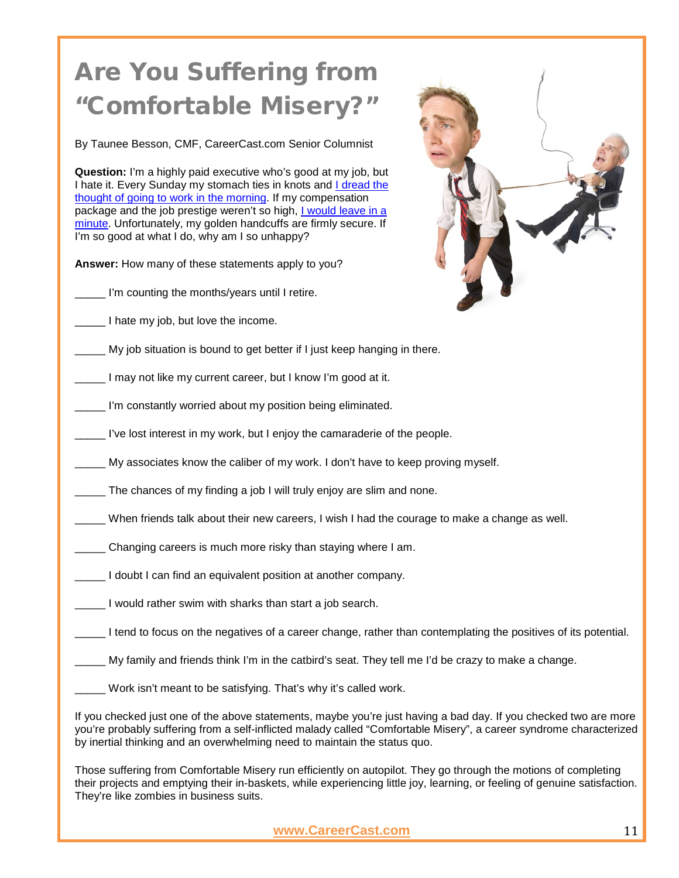# Are You Suffering from "Comfortable Misery?"

By Taunee Besson, CMF, CareerCast.com Senior Columnist

**Question:** I'm a highly paid executive who's good at my job, but I hate it. Every Sunday my stomach ties in knots and I dread the thought of going to work in the morning. If my compensation package and the job prestige weren't so high, I would leave in a minute. Unfortunately, my golden handcuffs are firmly secure. If I'm so good at what I do, why am I so unhappy?

**Answer:** How many of these statements apply to you?

_____ I'm counting the months/years until I retire.

_____ I hate my job, but love the income.

_____ My job situation is bound to get better if I just keep hanging in there.

_____ I may not like my current career, but I know I'm good at it.

_____ I'm constantly worried about my position being eliminated.

_____ I've lost interest in my work, but I enjoy the camaraderie of the people.

_____ My associates know the caliber of my work. I don't have to keep proving myself.

_____ The chances of my finding a job I will truly enjoy are slim and none.

_____ When friends talk about their new careers, I wish I had the courage to make a change as well.

_____ Changing careers is much more risky than staying where I am.

_____ I doubt I can find an equivalent position at another company.

_____ I would rather swim with sharks than start a job search.

_____ I tend to focus on the negatives of a career change, rather than contemplating the positives of its potential.

_____ My family and friends think I'm in the catbird's seat. They tell me I'd be crazy to make a change.

_____ Work isn't meant to be satisfying. That's why it's called work.

If you checked just one of the above statements, maybe you're just having a bad day. If you checked two are more you're probably suffering from a self-inflicted malady called "Comfortable Misery", a career syndrome characterized by inertial thinking and an overwhelming need to maintain the status quo.

Those suffering from Comfortable Misery run efficiently on autopilot. They go through the motions of completing their projects and emptying their in-baskets, while experiencing little joy, learning, or feeling of genuine satisfaction. They're like zombies in business suits.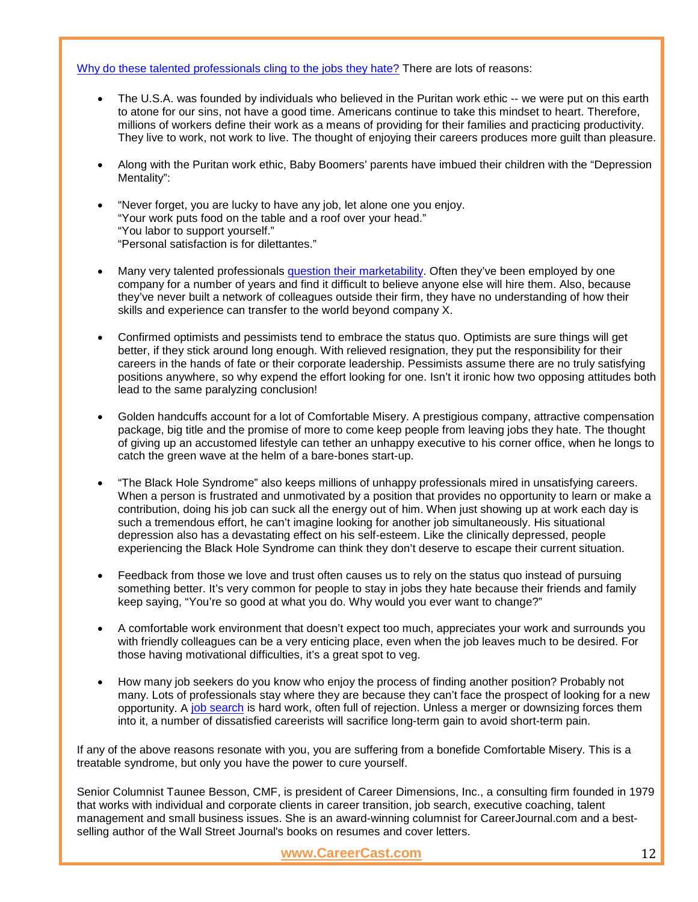Why do these talented professionals cling to the jobs they hate? There are lots of reasons:

- The U.S.A. was founded by individuals who believed in the Puritan work ethic -- we were put on this earth to atone for our sins, not have a good time. Americans continue to take this mindset to heart. Therefore, millions of workers define their work as a means of providing for their families and practicing productivity. They live to work, not work to live. The thought of enjoying their careers produces more guilt than pleasure.

- Along with the Puritan work ethic, Baby Boomers' parents have imbued their children with the "Depression Mentality":

- "Never forget, you are lucky to have any job, let alone one you enjoy.  
"Your work puts food on the table and a roof over your head."  
"You labor to support yourself."  
"Personal satisfaction is for dilettantes."

- Many very talented professionals question their marketability. Often they've been employed by one company for a number of years and find it difficult to believe anyone else will hire them. Also, because they've never built a network of colleagues outside their firm, they have no understanding of how their skills and experience can transfer to the world beyond company X.

- Confirmed optimists and pessimists tend to embrace the status quo. Optimists are sure things will get better, if they stick around long enough. With relieved resignation, they put the responsibility for their careers in the hands of fate or their corporate leadership. Pessimists assume there are no truly satisfying positions anywhere, so why expend the effort looking for one. Isn't it ironic how two opposing attitudes both lead to the same paralyzing conclusion!

- Golden handcuffs account for a lot of Comfortable Misery. A prestigious company, attractive compensation package, big title and the promise of more to come keep people from leaving jobs they hate. The thought of giving up an accustomed lifestyle can tether an unhappy executive to his corner office, when he longs to catch the green wave at the helm of a bare-bones start-up.

- "The Black Hole Syndrome" also keeps millions of unhappy professionals mired in unsatisfying careers. When a person is frustrated and unmotivated by a position that provides no opportunity to learn or make a contribution, doing his job can suck all the energy out of him. When just showing up at work each day is such a tremendous effort, he can't imagine looking for another job simultaneously. His situational depression also has a devastating effect on his self-esteem. Like the clinically depressed, people experiencing the Black Hole Syndrome can think they don't deserve to escape their current situation.

- Feedback from those we love and trust often causes us to rely on the status quo instead of pursuing something better. It's very common for people to stay in jobs they hate because their friends and family keep saying, "You're so good at what you do. Why would you ever want to change?"

- A comfortable work environment that doesn't expect too much, appreciates your work and surrounds you with friendly colleagues can be a very enticing place, even when the job leaves much to be desired. For those having motivational difficulties, it's a great spot to veg.

- How many job seekers do you know who enjoy the process of finding another position? Probably not many. Lots of professionals stay where they are because they can't face the prospect of looking for a new opportunity. A job search is hard work, often full of rejection. Unless a merger or downsizing forces them into it, a number of dissatisfied careerists will sacrifice long-term gain to avoid short-term pain.

If any of the above reasons resonate with you, you are suffering from a bonefide Comfortable Misery. This is a treatable syndrome, but only you have the power to cure yourself.

Senior Columnist Taunee Besson, CMF, is president of Career Dimensions, Inc., a consulting firm founded in 1979 that works with individual and corporate clients in career transition, job search, executive coaching, talent management and small business issues. She is an award-winning columnist for CareerJournal.com and a best-selling author of the Wall Street Journal's books on resumes and cover letters.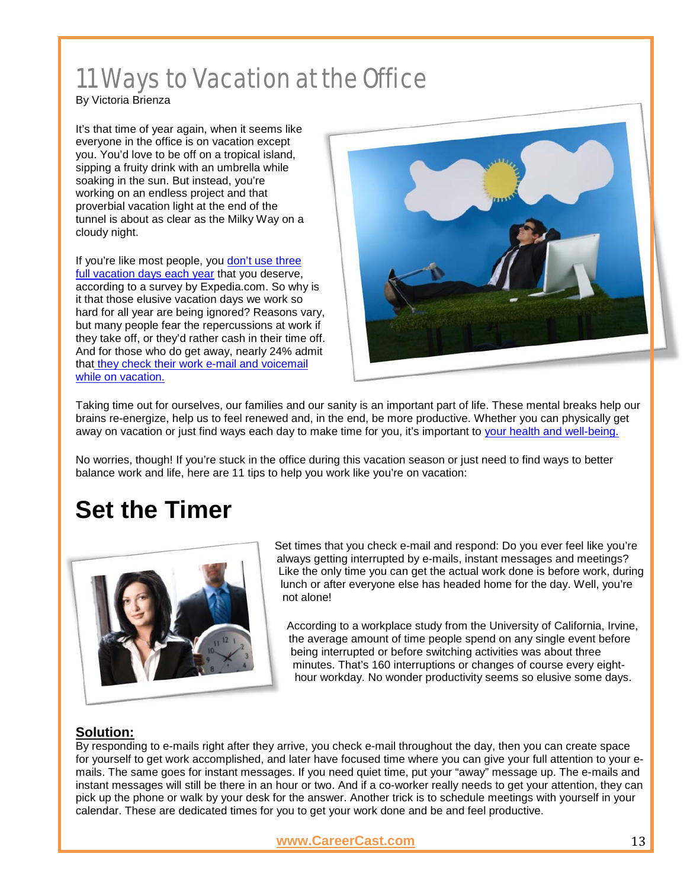# 11 Ways to Vacation at the Office

By Victoria Brienza

It's that time of year again, when it seems like everyone in the office is on vacation except you. You'd love to be off on a tropical island, sipping a fruity drink with an umbrella while soaking in the sun. But instead, you're working on an endless project and that proverbial vacation light at the end of the tunnel is about as clear as the Milky Way on a cloudy night.

If you're like most people, you don't use three full vacation days each year that you deserve, according to a survey by Expedia.com. So why is it that those elusive vacation days we work so hard for all year are being ignored? Reasons vary, but many people fear the repercussions at work if they take off, or they'd rather cash in their time off. And for those who do get away, nearly 24% admit that they check their work e-mail and voicemail while on vacation.

Taking time out for ourselves, our families and our sanity is an important part of life. These mental breaks help our brains re-energize, help us to feel renewed and, in the end, be more productive. Whether you can physically get away on vacation or just find ways each day to make time for you, it's important to your health and well-being.

No worries, though! If you're stuck in the office during this vacation season or just need to find ways to better balance work and life, here are 11 tips to help you work like you're on vacation:

## Set the Timer

Set times that you check e-mail and respond: Do you ever feel like you're always getting interrupted by e-mails, instant messages and meetings? Like the only time you can get the actual work done is before work, during lunch or after everyone else has headed home for the day. Well, you're not alone!

According to a workplace study from the University of California, Irvine, the average amount of time people spend on any single event before being interrupted or before switching activities was about three minutes. That's 160 interruptions or changes of course every eight-hour workday. No wonder productivity seems so elusive some days.

**Solution:**

By responding to e-mails right after they arrive, you check e-mail throughout the day, then you can create space for yourself to get work accomplished, and later have focused time where you can give your full attention to your e-mails. The same goes for instant messages. If you need quiet time, put your "away" message up. The e-mails and instant messages will still be there in an hour or two. And if a co-worker really needs to get your attention, they can pick up the phone or walk by your desk for the answer. Another trick is to schedule meetings with yourself in your calendar. These are dedicated times for you to get your work done and be and feel productive.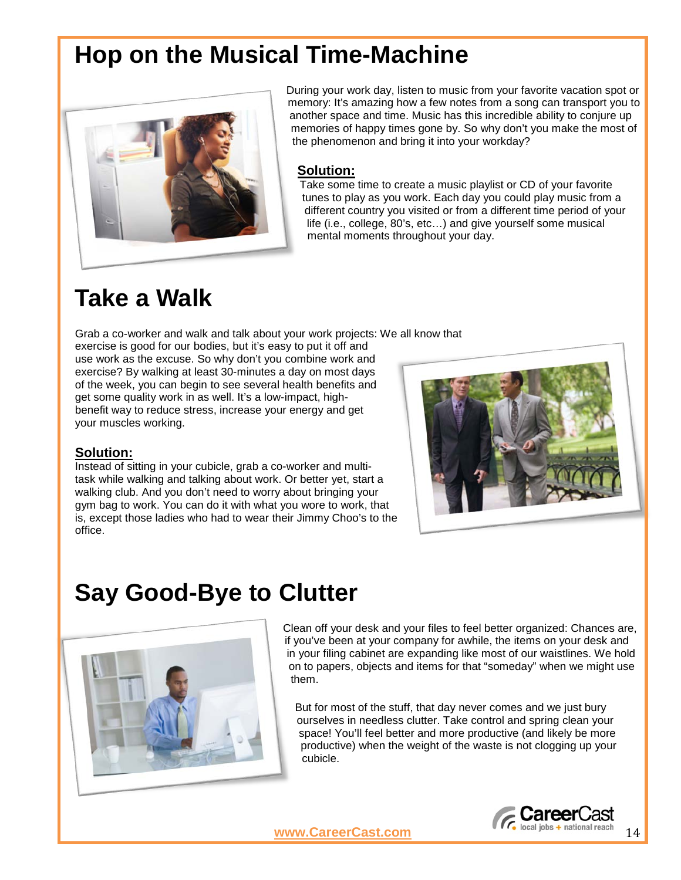# Hop on the Musical Time-Machine

During your work day, listen to music from your favorite vacation spot or memory: It's amazing how a few notes from a song can transport you to another space and time. Music has this incredible ability to conjure up memories of happy times gone by. So why don't you make the most of the phenomenon and bring it into your workday?

**Solution:**
Take some time to create a music playlist or CD of your favorite tunes to play as you work. Each day you could play music from a different country you visited or from a different time period of your life (i.e., college, 80's, etc…) and give yourself some musical mental moments throughout your day.

# Take a Walk

Grab a co-worker and walk and talk about your work projects: We all know that exercise is good for our bodies, but it's easy to put it off and use work as the excuse. So why don't you combine work and exercise? By walking at least 30-minutes a day on most days of the week, you can begin to see several health benefits and get some quality work in as well. It's a low-impact, high-benefit way to reduce stress, increase your energy and get your muscles working.

**Solution:**
Instead of sitting in your cubicle, grab a co-worker and multi-task while walking and talking about work. Or better yet, start a walking club. And you don't need to worry about bringing your gym bag to work. You can do it with what you wore to work, that is, except those ladies who had to wear their Jimmy Choo's to the office.

# Say Good-Bye to Clutter

Clean off your desk and your files to feel better organized: Chances are, if you've been at your company for awhile, the items on your desk and in your filing cabinet are expanding like most of our waistlines. We hold on to papers, objects and items for that "someday" when we might use them.

But for most of the stuff, that day never comes and we just bury ourselves in needless clutter. Take control and spring clean your space! You'll feel better and more productive (and likely be more productive) when the weight of the waste is not clogging up your cubicle.

www.CareerCast.com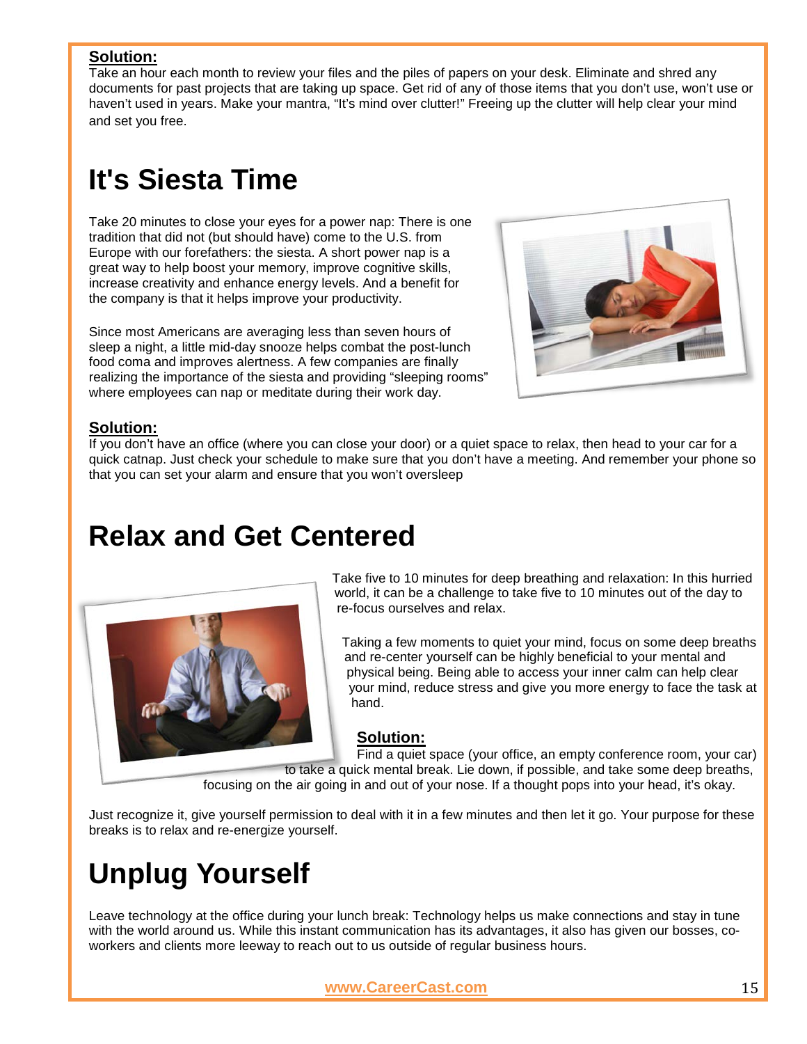**Solution:**
Take an hour each month to review your files and the piles of papers on your desk. Eliminate and shred any documents for past projects that are taking up space. Get rid of any of those items that you don't use, won't use or haven't used in years. Make your mantra, "It's mind over clutter!" Freeing up the clutter will help clear your mind and set you free.

# It's Siesta Time

Take 20 minutes to close your eyes for a power nap: There is one tradition that did not (but should have) come to the U.S. from Europe with our forefathers: the siesta. A short power nap is a great way to help boost your memory, improve cognitive skills, increase creativity and enhance energy levels. And a benefit for the company is that it helps improve your productivity.

Since most Americans are averaging less than seven hours of sleep a night, a little mid-day snooze helps combat the post-lunch food coma and improves alertness. A few companies are finally realizing the importance of the siesta and providing "sleeping rooms" where employees can nap or meditate during their work day.

**Solution:**
If you don't have an office (where you can close your door) or a quiet space to relax, then head to your car for a quick catnap. Just check your schedule to make sure that you don't have a meeting. And remember your phone so that you can set your alarm and ensure that you won't oversleep

# Relax and Get Centered

Take five to 10 minutes for deep breathing and relaxation: In this hurried world, it can be a challenge to take five to 10 minutes out of the day to re-focus ourselves and relax.

Taking a few moments to quiet your mind, focus on some deep breaths and re-center yourself can be highly beneficial to your mental and physical being. Being able to access your inner calm can help clear your mind, reduce stress and give you more energy to face the task at hand.

**Solution:**
Find a quiet space (your office, an empty conference room, your car) to take a quick mental break. Lie down, if possible, and take some deep breaths, focusing on the air going in and out of your nose. If a thought pops into your head, it's okay.

Just recognize it, give yourself permission to deal with it in a few minutes and then let it go. Your purpose for these breaks is to relax and re-energize yourself.

# Unplug Yourself

Leave technology at the office during your lunch break: Technology helps us make connections and stay in tune with the world around us. While this instant communication has its advantages, it also has given our bosses, co-workers and clients more leeway to reach out to us outside of regular business hours.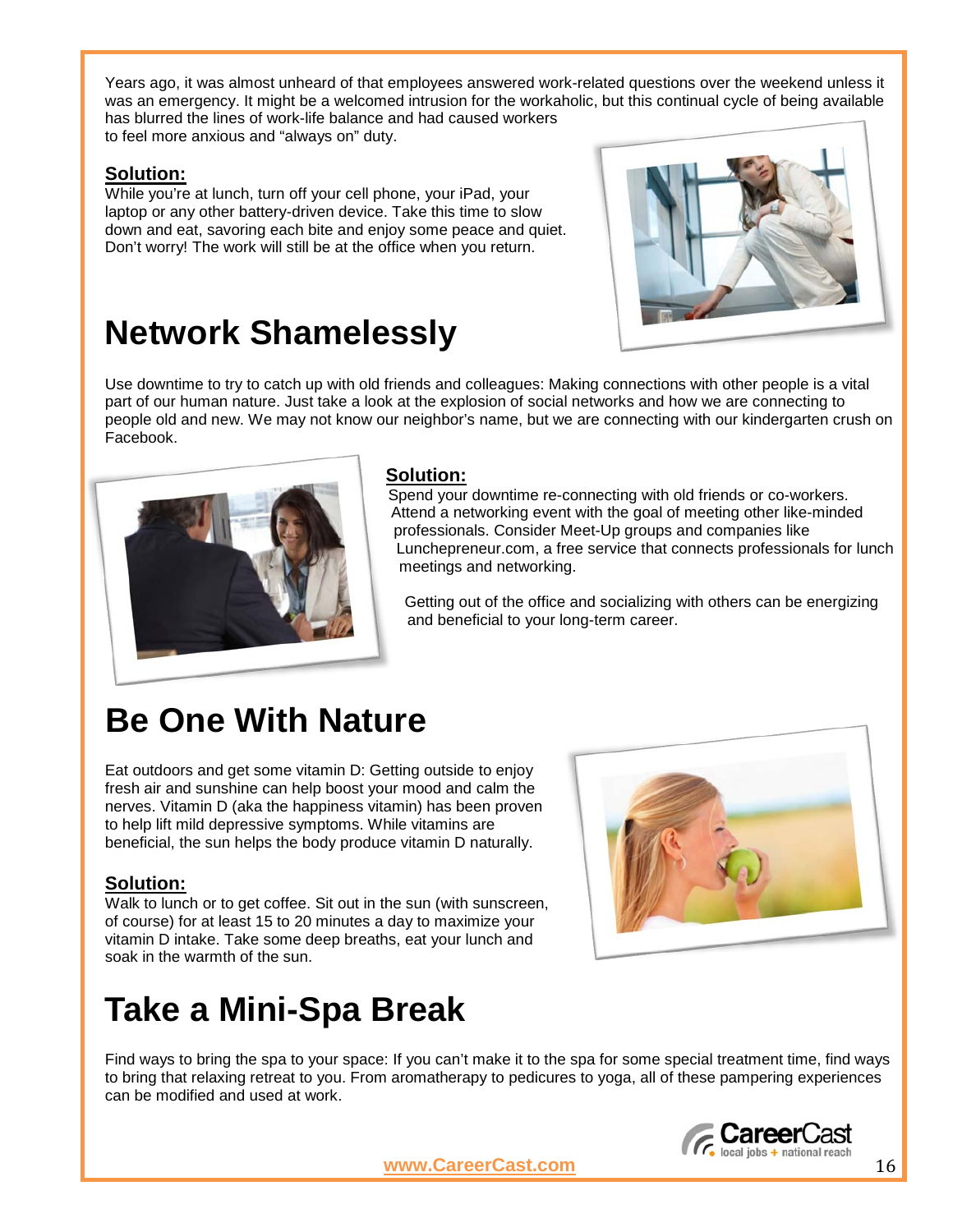Years ago, it was almost unheard of that employees answered work-related questions over the weekend unless it was an emergency. It might be a welcomed intrusion for the workaholic, but this continual cycle of being available has blurred the lines of work-life balance and had caused workers to feel more anxious and "always on" duty.

**Solution:**

While you're at lunch, turn off your cell phone, your iPad, your laptop or any other battery-driven device. Take this time to slow down and eat, savoring each bite and enjoy some peace and quiet. Don't worry! The work will still be at the office when you return.

# Network Shamelessly

Use downtime to try to catch up with old friends and colleagues: Making connections with other people is a vital part of our human nature. Just take a look at the explosion of social networks and how we are connecting to people old and new. We may not know our neighbor's name, but we are connecting with our kindergarten crush on Facebook.

**Solution:**

Spend your downtime re-connecting with old friends or co-workers. Attend a networking event with the goal of meeting other like-minded professionals. Consider Meet-Up groups and companies like Lunchepreneur.com, a free service that connects professionals for lunch meetings and networking.

Getting out of the office and socializing with others can be energizing and beneficial to your long-term career.

# Be One With Nature

Eat outdoors and get some vitamin D: Getting outside to enjoy fresh air and sunshine can help boost your mood and calm the nerves. Vitamin D (aka the happiness vitamin) has been proven to help lift mild depressive symptoms. While vitamins are beneficial, the sun helps the body produce vitamin D naturally.

**Solution:**

Walk to lunch or to get coffee. Sit out in the sun (with sunscreen, of course) for at least 15 to 20 minutes a day to maximize your vitamin D intake. Take some deep breaths, eat your lunch and soak in the warmth of the sun.

# Take a Mini-Spa Break

Find ways to bring the spa to your space: If you can't make it to the spa for some special treatment time, find ways to bring that relaxing retreat to you. From aromatherapy to pedicures to yoga, all of these pampering experiences can be modified and used at work.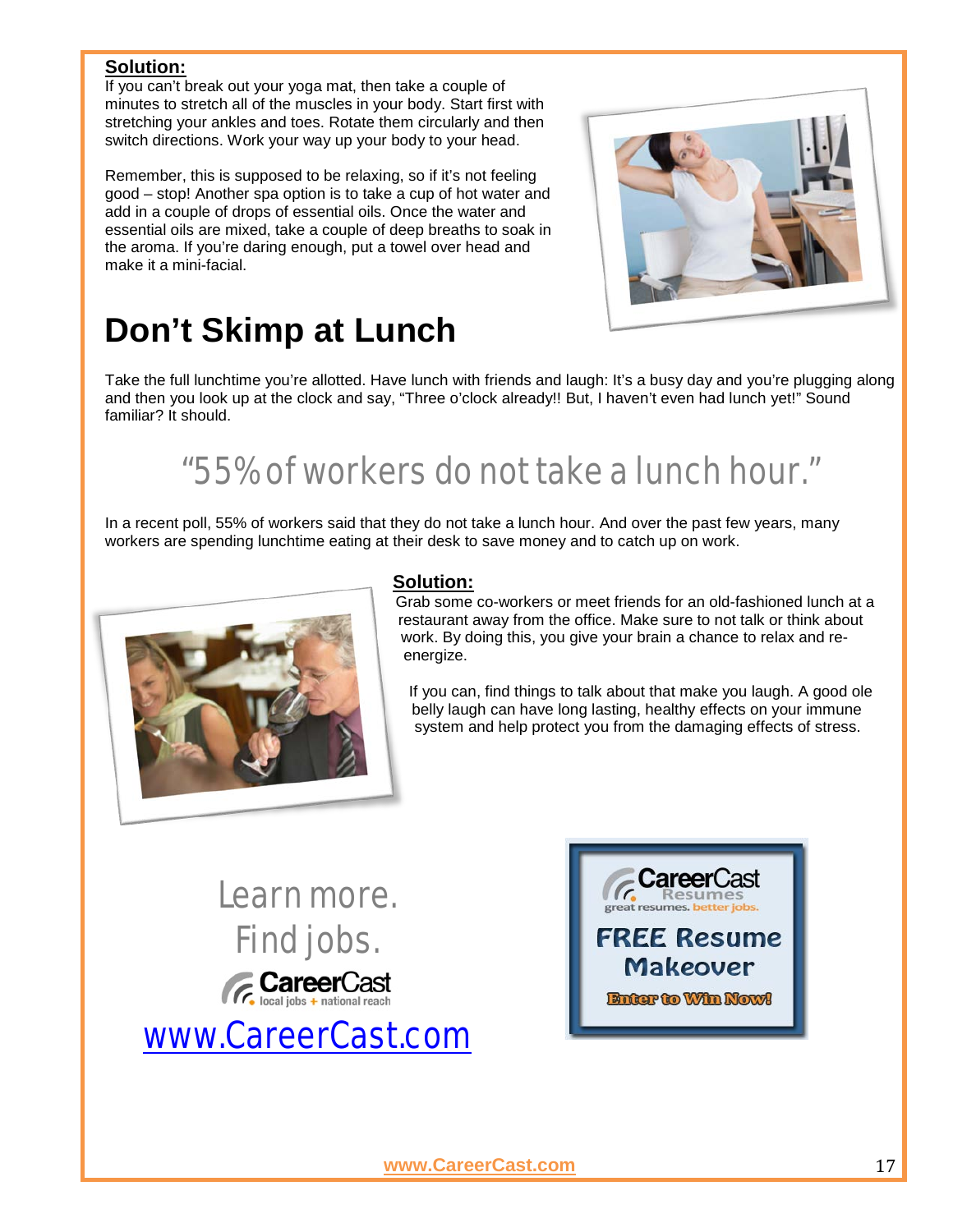**Solution:**

If you can't break out your yoga mat, then take a couple of minutes to stretch all of the muscles in your body. Start first with stretching your ankles and toes. Rotate them circularly and then switch directions. Work your way up your body to your head.

Remember, this is supposed to be relaxing, so if it's not feeling good – stop! Another spa option is to take a cup of hot water and add in a couple of drops of essential oils. Once the water and essential oils are mixed, take a couple of deep breaths to soak in the aroma. If you're daring enough, put a towel over head and make it a mini-facial.

# Don't Skimp at Lunch

Take the full lunchtime you're allotted. Have lunch with friends and laugh: It's a busy day and you're plugging along and then you look up at the clock and say, "Three o'clock already!! But, I haven't even had lunch yet!" Sound familiar? It should.

"55% of workers do not take a lunch hour."

In a recent poll, 55% of workers said that they do not take a lunch hour. And over the past few years, many workers are spending lunchtime eating at their desk to save money and to catch up on work.

**Solution:**

Grab some co-workers or meet friends for an old-fashioned lunch at a restaurant away from the office. Make sure to not talk or think about work. By doing this, you give your brain a chance to relax and re-energize.

If you can, find things to talk about that make you laugh. A good ole belly laugh can have long lasting, healthy effects on your immune system and help protect you from the damaging effects of stress.

Learn more.
Find jobs.
CareerCast local jobs + national reach
www.CareerCast.com

CareerCast Resumes great resumes. better jobs.
FREE Resume Makeover
Enter to Win Now!

www.CareerCast.com